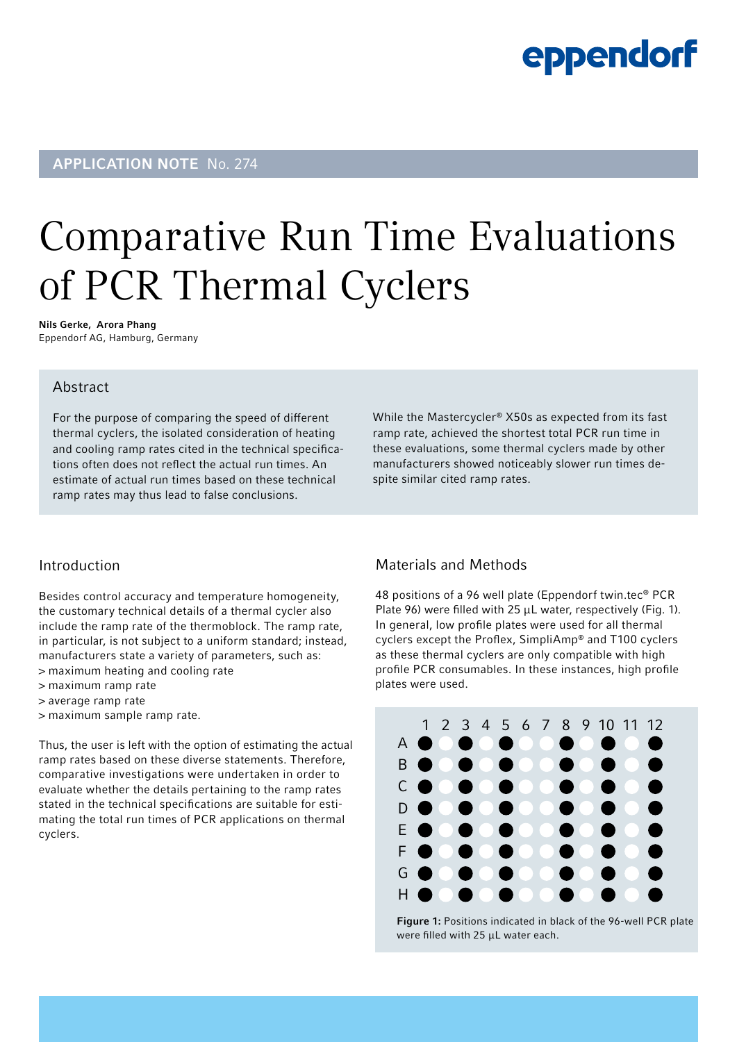eppendorf

APPLICATION NOTE No. 274

# Comparative Run Time Evaluations of PCR Thermal Cyclers

**Nils Gerke, Arora Phang**
Eppendorf AG, Hamburg, Germany

## Abstract

For the purpose of comparing the speed of different thermal cyclers, the isolated consideration of heating and cooling ramp rates cited in the technical specifications often does not reflect the actual run times. An estimate of actual run times based on these technical ramp rates may thus lead to false conclusions.

While the Mastercycler® X50s as expected from its fast ramp rate, achieved the shortest total PCR run time in these evaluations, some thermal cyclers made by other manufacturers showed noticeably slower run times despite similar cited ramp rates.

## Introduction

Besides control accuracy and temperature homogeneity, the customary technical details of a thermal cycler also include the ramp rate of the thermoblock. The ramp rate, in particular, is not subject to a uniform standard; instead, manufacturers state a variety of parameters, such as:

> maximum heating and cooling rate
> maximum ramp rate
> average ramp rate
> maximum sample ramp rate.

Thus, the user is left with the option of estimating the actual ramp rates based on these diverse statements. Therefore, comparative investigations were undertaken in order to evaluate whether the details pertaining to the ramp rates stated in the technical specifications are suitable for estimating the total run times of PCR applications on thermal cyclers.

## Materials and Methods

48 positions of a 96 well plate (Eppendorf twin.tec® PCR Plate 96) were filled with 25 µL water, respectively (Fig. 1). In general, low profile plates were used for all thermal cyclers except the Proflex, SimpliAmp® and T100 cyclers as these thermal cyclers are only compatible with high profile PCR consumables. In these instances, high profile plates were used.

**Figure 1:** Positions indicated in black of the 96-well PCR plate were filled with 25 µL water each.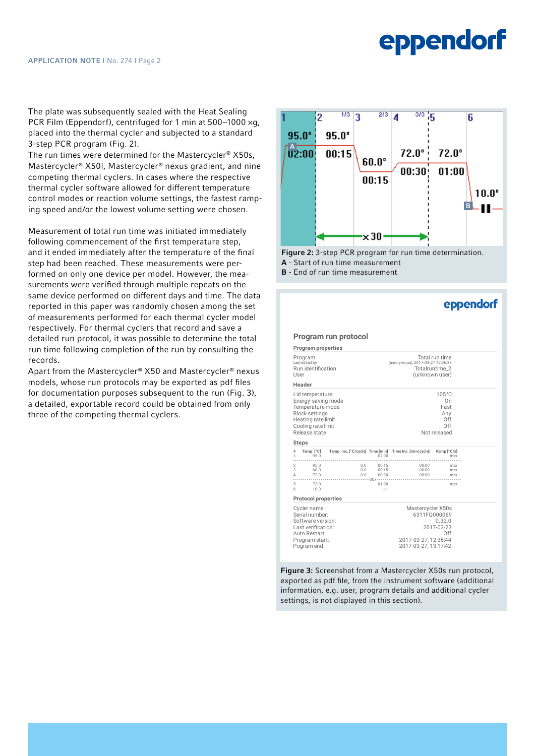The plate was subsequently sealed with the Heat Sealing PCR Film (Eppendorf), centrifuged for 1 min at 500–1000 ×g, placed into the thermal cycler and subjected to a standard 3-step PCR program (Fig. 2).
The run times were determined for the Mastercycler® X50s, Mastercycler® X50l, Mastercycler® nexus gradient, and nine competing thermal cyclers. In cases where the respective thermal cycler software allowed for different temperature control modes or reaction volume settings, the fastest ramping speed and/or the lowest volume setting were chosen.

Measurement of total run time was initiated immediately following commencement of the first temperature step, and it ended immediately after the temperature of the final step had been reached. These measurements were performed on only one device per model. However, the measurements were verified through multiple repeats on the same device performed on different days and time. The data reported in this paper was randomly chosen among the set of measurements performed for each thermal cycler model respectively. For thermal cyclers that record and save a detailed run protocol, it was possible to determine the total run time following completion of the run by consulting the records.
Apart from the Mastercycler® X50 and Mastercycler® nexus models, whose run protocols may be exported as pdf files for documentation purposes subsequent to the run (Fig. 3), a detailed, exportable record could be obtained from only three of the competing thermal cyclers.

**Figure 2:** 3-step PCR program for run time determination.
**A** - Start of run time measurement
**B** - End of run time measurement

**Figure 3:** Screenshot from a Mastercycler X50s run protocol, exported as pdf file, from the instrument software (additional information, e.g. user, program details and additional cycler settings, is not displayed in this section).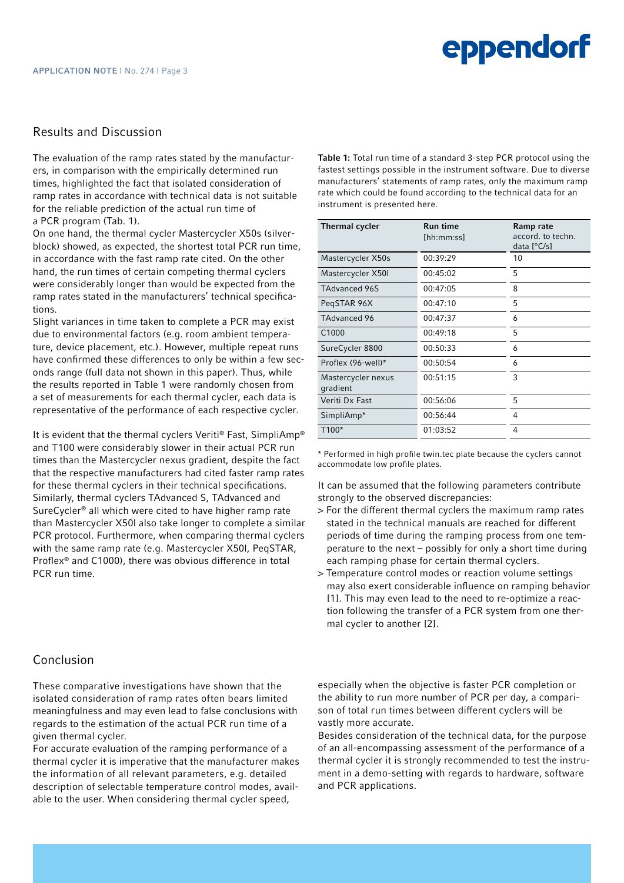## Results and Discussion

The evaluation of the ramp rates stated by the manufacturers, in comparison with the empirically determined run times, highlighted the fact that isolated consideration of ramp rates in accordance with technical data is not suitable for the reliable prediction of the actual run time of a PCR program (Tab. 1).

On one hand, the thermal cycler Mastercycler X50s (silver-block) showed, as expected, the shortest total PCR run time, in accordance with the fast ramp rate cited. On the other hand, the run times of certain competing thermal cyclers were considerably longer than would be expected from the ramp rates stated in the manufacturers' technical specifications.

Slight variances in time taken to complete a PCR may exist due to environmental factors (e.g. room ambient temperature, device placement, etc.). However, multiple repeat runs have confirmed these differences to only be within a few seconds range (full data not shown in this paper). Thus, while the results reported in Table 1 were randomly chosen from a set of measurements for each thermal cycler, each data is representative of the performance of each respective cycler.

It is evident that the thermal cyclers Veriti® Fast, SimpliAmp® and T100 were considerably slower in their actual PCR run times than the Mastercycler nexus gradient, despite the fact that the respective manufacturers had cited faster ramp rates for these thermal cyclers in their technical specifications. Similarly, thermal cyclers TAdvanced S, TAdvanced and SureCycler® all which were cited to have higher ramp rate than Mastercycler X50l also take longer to complete a similar PCR protocol. Furthermore, when comparing thermal cyclers with the same ramp rate (e.g. Mastercycler X50l, PeqSTAR, Proflex® and C1000), there was obvious difference in total PCR run time.

**Table 1:** Total run time of a standard 3-step PCR protocol using the fastest settings possible in the instrument software. Due to diverse manufacturers' statements of ramp rates, only the maximum ramp rate which could be found according to the technical data for an instrument is presented here.

| Thermal cycler | Run time [hh:mm:ss] | Ramp rate accord. to techn. data [°C/s] |
|---|---|---|
| Mastercycler X50s | 00:39:29 | 10 |
| Mastercycler X50l | 00:45:02 | 5 |
| TAdvanced 96S | 00:47:05 | 8 |
| PeqSTAR 96X | 00:47:10 | 5 |
| TAdvanced 96 | 00:47:37 | 6 |
| C1000 | 00:49:18 | 5 |
| SureCycler 8800 | 00:50:33 | 6 |
| Proflex (96-well)* | 00:50:54 | 6 |
| Mastercycler nexus gradient | 00:51:15 | 3 |
| Veriti Dx Fast | 00:56:06 | 5 |
| SimpliAmp* | 00:56:44 | 4 |
| T100* | 01:03:52 | 4 |

* Performed in high profile twin.tec plate because the cyclers cannot accommodate low profile plates.

It can be assumed that the following parameters contribute strongly to the observed discrepancies:

- For the different thermal cyclers the maximum ramp rates stated in the technical manuals are reached for different periods of time during the ramping process from one temperature to the next – possibly for only a short time during each ramping phase for certain thermal cyclers.
- Temperature control modes or reaction volume settings may also exert considerable influence on ramping behavior [1]. This may even lead to the need to re-optimize a reaction following the transfer of a PCR system from one thermal cycler to another [2].

## Conclusion

These comparative investigations have shown that the isolated consideration of ramp rates often bears limited meaningfulness and may even lead to false conclusions with regards to the estimation of the actual PCR run time of a given thermal cycler.

For accurate evaluation of the ramping performance of a thermal cycler it is imperative that the manufacturer makes the information of all relevant parameters, e.g. detailed description of selectable temperature control modes, available to the user. When considering thermal cycler speed, especially when the objective is faster PCR completion or the ability to run more number of PCR per day, a comparison of total run times between different cyclers will be vastly more accurate.

Besides consideration of the technical data, for the purpose of an all-encompassing assessment of the performance of a thermal cycler it is strongly recommended to test the instrument in a demo-setting with regards to hardware, software and PCR applications.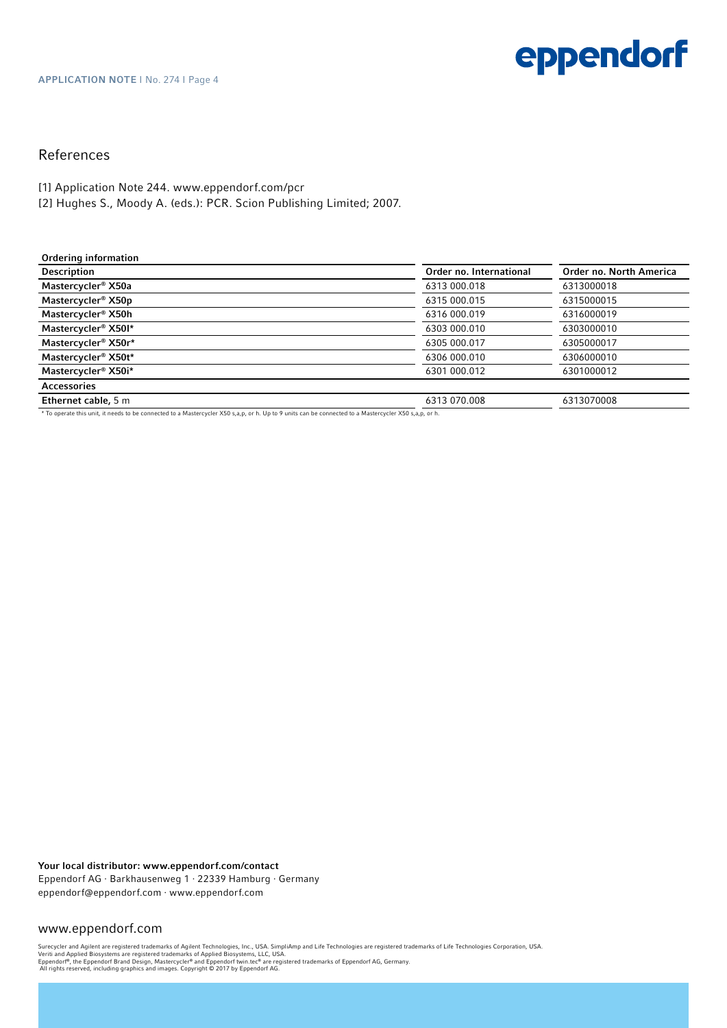## References

[1] Application Note 244. www.eppendorf.com/pcr
[2] Hughes S., Moody A. (eds.): PCR. Scion Publishing Limited; 2007.

**Ordering information**

| Description | Order no. International | Order no. North America |
|---|---|---|
| **Mastercycler® X50a** | 6313 000.018 | 6313000018 |
| **Mastercycler® X50p** | 6315 000.015 | 6315000015 |
| **Mastercycler® X50h** | 6316 000.019 | 6316000019 |
| **Mastercycler® X50l*** | 6303 000.010 | 6303000010 |
| **Mastercycler® X50r*** | 6305 000.017 | 6305000017 |
| **Mastercycler® X50t*** | 6306 000.010 | 6306000010 |
| **Mastercycler® X50i*** | 6301 000.012 | 6301000012 |
| **Accessories** | | |
| **Ethernet cable**, 5 m | 6313 070.008 | 6313070008 |

* To operate this unit, it needs to be connected to a Mastercycler X50 s,a,p, or h. Up to 9 units can be connected to a Mastercycler X50 s,a,p, or h.

**Your local distributor: www.eppendorf.com/contact**
Eppendorf AG · Barkhausenweg 1 · 22339 Hamburg · Germany
eppendorf@eppendorf.com · www.eppendorf.com

www.eppendorf.com

Surecycler and Agilent are registered trademarks of Agilent Technologies, Inc., USA. SimpliAmp and Life Technologies are registered trademarks of Life Technologies Corporation, USA.
Veriti and Applied Biosystems are registered trademarks of Applied Biosystems, LLC, USA.
Eppendorf®, the Eppendorf Brand Design, Mastercycler® and Eppendorf twin.tec® are registered trademarks of Eppendorf AG, Germany.
All rights reserved, including graphics and images. Copyright © 2017 by Eppendorf AG.